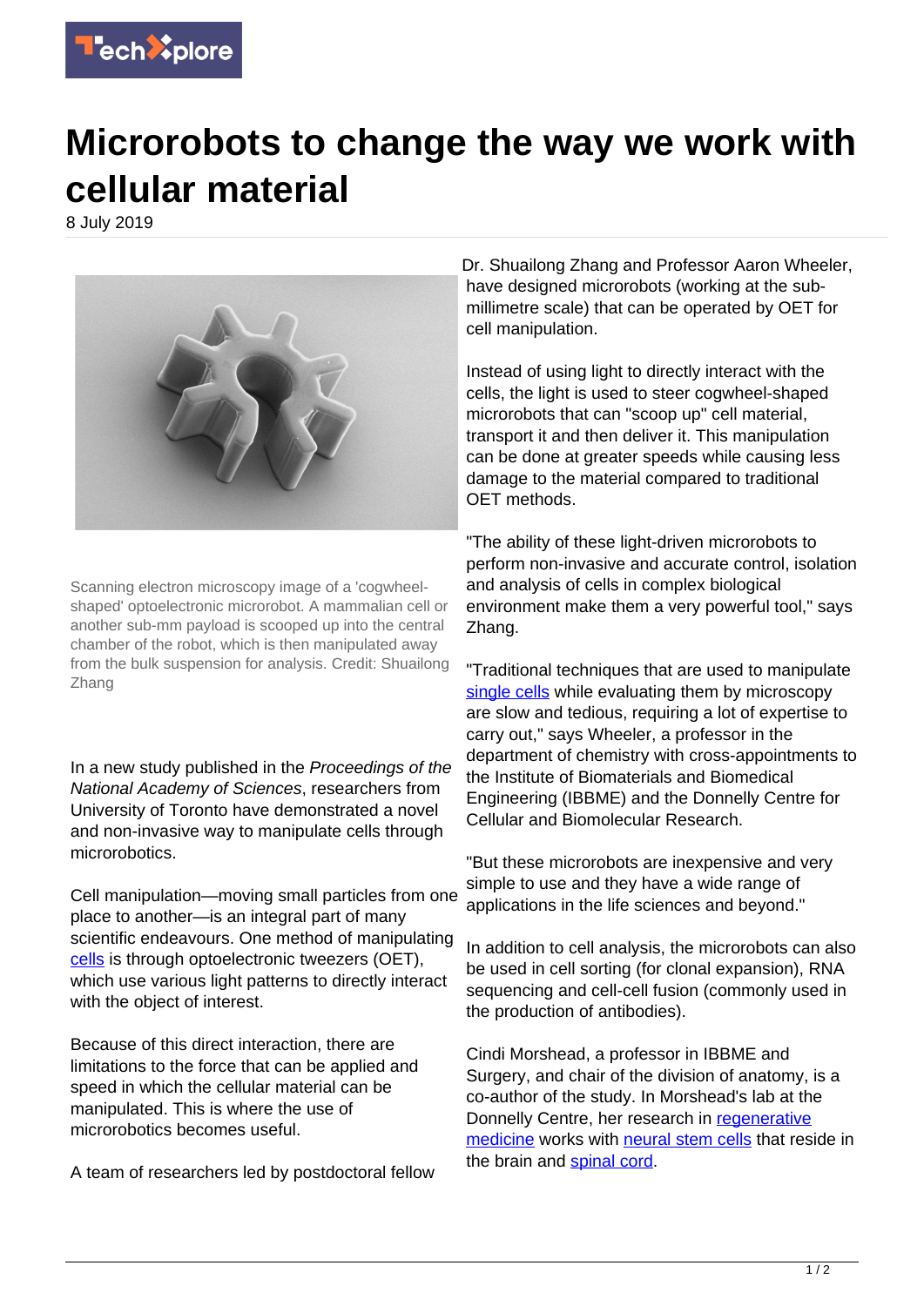# Microrobots to change the way we work with cellular material

8 July 2019

Scanning electron microscopy image of a 'cogwheel-shaped' optoelectronic microrobot. A mammalian cell or another sub-mm payload is scooped up into the central chamber of the robot, which is then manipulated away from the bulk suspension for analysis. Credit: Shuailong Zhang

In a new study published in the *Proceedings of the National Academy of Sciences*, researchers from University of Toronto have demonstrated a novel and non-invasive way to manipulate cells through microrobotics.

Cell manipulation—moving small particles from one place to another—is an integral part of many scientific endeavours. One method of manipulating cells is through optoelectronic tweezers (OET), which use various light patterns to directly interact with the object of interest.

Because of this direct interaction, there are limitations to the force that can be applied and speed in which the cellular material can be manipulated. This is where the use of microrobotics becomes useful.

A team of researchers led by postdoctoral fellow Dr. Shuailong Zhang and Professor Aaron Wheeler, have designed microrobots (working at the sub-millimetre scale) that can be operated by OET for cell manipulation.

Instead of using light to directly interact with the cells, the light is used to steer cogwheel-shaped microrobots that can "scoop up" cell material, transport it and then deliver it. This manipulation can be done at greater speeds while causing less damage to the material compared to traditional OET methods.

"The ability of these light-driven microrobots to perform non-invasive and accurate control, isolation and analysis of cells in complex biological environment make them a very powerful tool," says Zhang.

"Traditional techniques that are used to manipulate single cells while evaluating them by microscopy are slow and tedious, requiring a lot of expertise to carry out," says Wheeler, a professor in the department of chemistry with cross-appointments to the Institute of Biomaterials and Biomedical Engineering (IBBME) and the Donnelly Centre for Cellular and Biomolecular Research.

"But these microrobots are inexpensive and very simple to use and they have a wide range of applications in the life sciences and beyond."

In addition to cell analysis, the microrobots can also be used in cell sorting (for clonal expansion), RNA sequencing and cell-cell fusion (commonly used in the production of antibodies).

Cindi Morshead, a professor in IBBME and Surgery, and chair of the division of anatomy, is a co-author of the study. In Morshead's lab at the Donnelly Centre, her research in regenerative medicine works with neural stem cells that reside in the brain and spinal cord.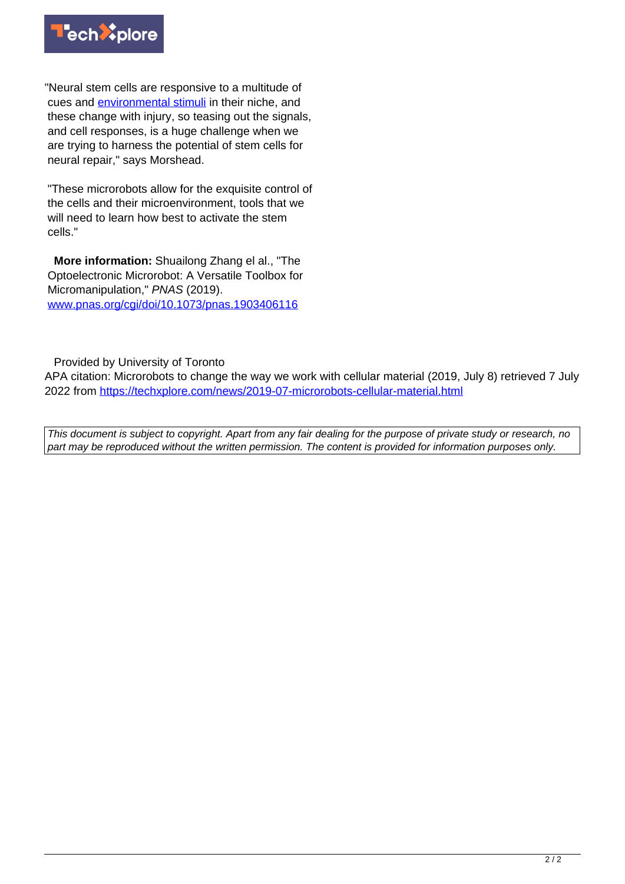"Neural stem cells are responsive to a multitude of cues and environmental stimuli in their niche, and these change with injury, so teasing out the signals, and cell responses, is a huge challenge when we are trying to harness the potential of stem cells for neural repair," says Morshead.

"These microrobots allow for the exquisite control of the cells and their microenvironment, tools that we will need to learn how best to activate the stem cells."

**More information:** Shuailong Zhang el al., "The Optoelectronic Microrobot: A Versatile Toolbox for Micromanipulation," *PNAS* (2019). www.pnas.org/cgi/doi/10.1073/pnas.1903406116

Provided by University of Toronto

APA citation: Microrobots to change the way we work with cellular material (2019, July 8) retrieved 7 July 2022 from https://techxplore.com/news/2019-07-microrobots-cellular-material.html

*This document is subject to copyright. Apart from any fair dealing for the purpose of private study or research, no part may be reproduced without the written permission. The content is provided for information purposes only.*